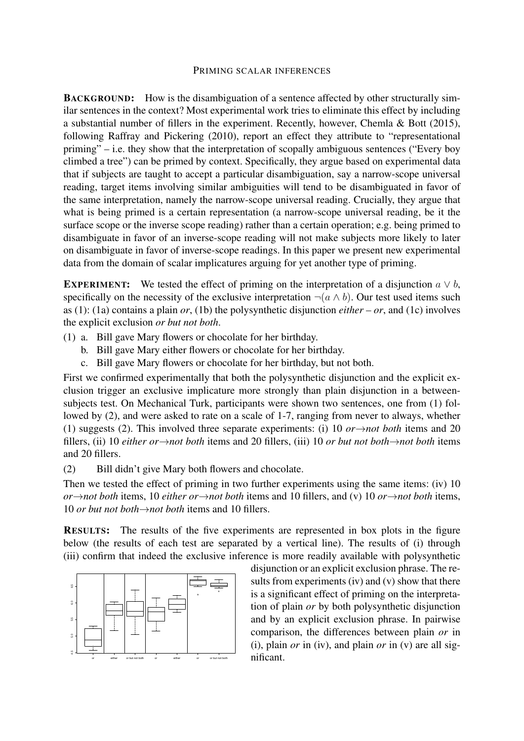# PRIMING SCALAR INFERENCES

**BACKGROUND:** How is the disambiguation of a sentence affected by other structurally similar sentences in the context? Most experimental work tries to eliminate this effect by including a substantial number of fillers in the experiment. Recently, however, Chemla & Bott (2015), following Raffray and Pickering (2010), report an effect they attribute to "representational priming" – i.e. they show that the interpretation of scopally ambiguous sentences ("Every boy climbed a tree") can be primed by context. Specifically, they argue based on experimental data that if subjects are taught to accept a particular disambiguation, say a narrow-scope universal reading, target items involving similar ambiguities will tend to be disambiguated in favor of the same interpretation, namely the narrow-scope universal reading. Crucially, they argue that what is being primed is a certain representation (a narrow-scope universal reading, be it the surface scope or the inverse scope reading) rather than a certain operation; e.g. being primed to disambiguate in favor of an inverse-scope reading will not make subjects more likely to later on disambiguate in favor of inverse-scope readings. In this paper we present new experimental data from the domain of scalar implicatures arguing for yet another type of priming.

**EXPERIMENT:** We tested the effect of priming on the interpretation of a disjunction $a \vee b$, specifically on the necessity of the exclusive interpretation $\neg(a \wedge b)$. Our test used items such as (1): (1a) contains a plain *or*, (1b) the polysynthetic disjunction *either – or*, and (1c) involves the explicit exclusion *or but not both*.

(1) a. Bill gave Mary flowers or chocolate for her birthday.
 b. Bill gave Mary either flowers or chocolate for her birthday.
 c. Bill gave Mary flowers or chocolate for her birthday, but not both.

First we confirmed experimentally that both the polysynthetic disjunction and the explicit exclusion trigger an exclusive implicature more strongly than plain disjunction in a between-subjects test. On Mechanical Turk, participants were shown two sentences, one from (1) followed by (2), and were asked to rate on a scale of 1-7, ranging from never to always, whether (1) suggests (2). This involved three separate experiments: (i) 10 *or→not both* items and 20 fillers, (ii) 10 *either or→not both* items and 20 fillers, (iii) 10 *or but not both→not both* items and 20 fillers.

(2) Bill didn't give Mary both flowers and chocolate.

Then we tested the effect of priming in two further experiments using the same items: (iv) 10 *or→not both* items, 10 *either or→not both* items and 10 fillers, and (v) 10 *or→not both* items, 10 *or but not both→not both* items and 10 fillers.

**RESULTS:** The results of the five experiments are represented in box plots in the figure below (the results of each test are separated by a vertical line). The results of (i) through (iii) confirm that indeed the exclusive inference is more readily available with polysynthetic disjunction or an explicit exclusion phrase. The results from experiments (iv) and (v) show that there is a significant effect of priming on the interpretation of plain *or* by both polysynthetic disjunction and by an explicit exclusion phrase. In pairwise comparison, the differences between plain *or* in (i), plain *or* in (iv), and plain *or* in (v) are all significant.

4.5
5.0
5.5
6.0
6.5
or
either
or but not both
or
either
or
or but not both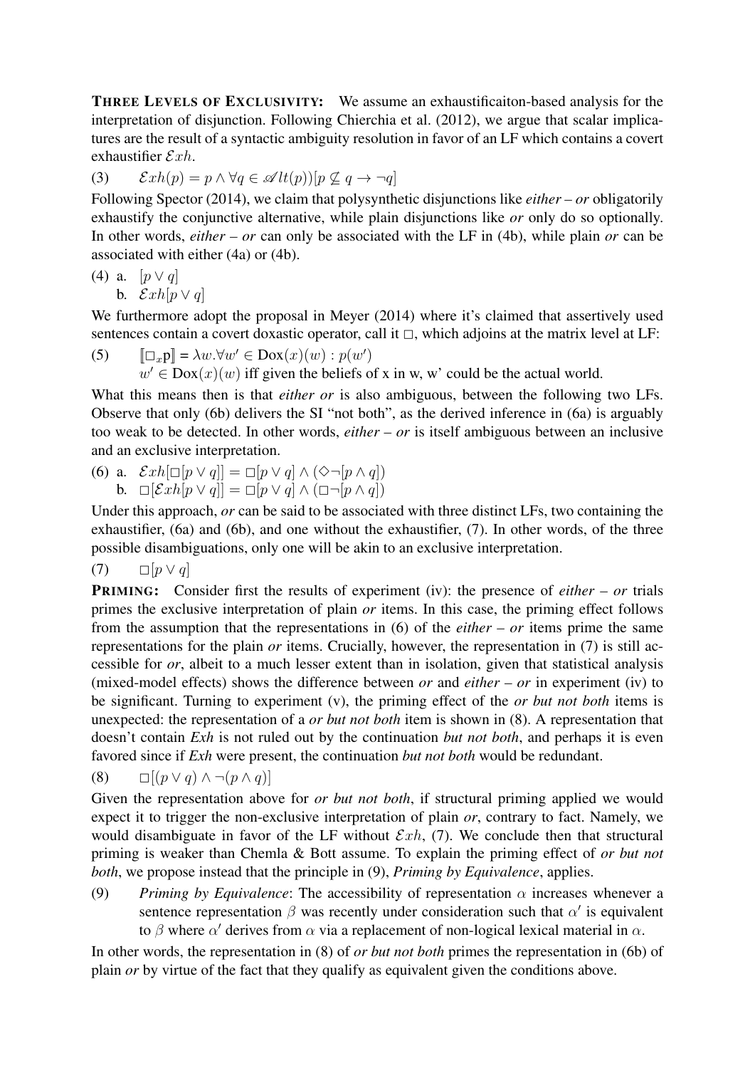**THREE LEVELS OF EXCLUSIVITY:** We assume an exhaustificaiton-based analysis for the interpretation of disjunction. Following Chierchia et al. (2012), we argue that scalar implicatures are the result of a syntactic ambiguity resolution in favor of an LF which contains a covert exhaustifier $\mathcal{E}xh$.

(3) $\mathcal{E}xh(p) = p \wedge \forall q \in \mathscr{A}lt(p))[p \not\subseteq q \rightarrow \neg q]$

Following Spector (2014), we claim that polysynthetic disjunctions like *either – or* obligatorily exhaustify the conjunctive alternative, while plain disjunctions like *or* only do so optionally. In other words, *either – or* can only be associated with the LF in (4b), while plain *or* can be associated with either (4a) or (4b).

(4) a. $[p \vee q]$

b. $\mathcal{E}xh[p \vee q]$

We furthermore adopt the proposal in Meyer (2014) where it's claimed that assertively used sentences contain a covert doxastic operator, call it $\Box$, which adjoins at the matrix level at LF:

(5) $[\![\Box_x \text{p}]\!] = \lambda w.\forall w' \in \text{Dox}(x)(w) : p(w')$

$w' \in \text{Dox}(x)(w)$ iff given the beliefs of x in w, w' could be the actual world.

What this means then is that *either or* is also ambiguous, between the following two LFs. Observe that only (6b) delivers the SI "not both", as the derived inference in (6a) is arguably too weak to be detected. In other words, *either – or* is itself ambiguous between an inclusive and an exclusive interpretation.

(6) a. $\mathcal{E}xh[\Box[p \vee q]] = \Box[p \vee q] \wedge (\Diamond\neg[p \wedge q])$

b. $\Box[\mathcal{E}xh[p \vee q]] = \Box[p \vee q] \wedge (\Box\neg[p \wedge q])$

Under this approach, *or* can be said to be associated with three distinct LFs, two containing the exhaustifier, (6a) and (6b), and one without the exhaustifier, (7). In other words, of the three possible disambiguations, only one will be akin to an exclusive interpretation.

(7) $\Box[p \vee q]$

**PRIMING:** Consider first the results of experiment (iv): the presence of *either – or* trials primes the exclusive interpretation of plain *or* items. In this case, the priming effect follows from the assumption that the representations in (6) of the *either – or* items prime the same representations for the plain *or* items. Crucially, however, the representation in (7) is still accessible for *or*, albeit to a much lesser extent than in isolation, given that statistical analysis (mixed-model effects) shows the difference between *or* and *either – or* in experiment (iv) to be significant. Turning to experiment (v), the priming effect of the *or but not both* items is unexpected: the representation of a *or but not both* item is shown in (8). A representation that doesn't contain *Exh* is not ruled out by the continuation *but not both*, and perhaps it is even favored since if *Exh* were present, the continuation *but not both* would be redundant.

(8) $\Box[(p \vee q) \wedge \neg(p \wedge q)]$

Given the representation above for *or but not both*, if structural priming applied we would expect it to trigger the non-exclusive interpretation of plain *or*, contrary to fact. Namely, we would disambiguate in favor of the LF without $\mathcal{E}xh$, (7). We conclude then that structural priming is weaker than Chemla & Bott assume. To explain the priming effect of *or but not both*, we propose instead that the principle in (9), *Priming by Equivalence*, applies.

(9) *Priming by Equivalence*: The accessibility of representation $\alpha$ increases whenever a sentence representation $\beta$ was recently under consideration such that $\alpha'$ is equivalent to $\beta$ where $\alpha'$ derives from $\alpha$ via a replacement of non-logical lexical material in $\alpha$.

In other words, the representation in (8) of *or but not both* primes the representation in (6b) of plain *or* by virtue of the fact that they qualify as equivalent given the conditions above.